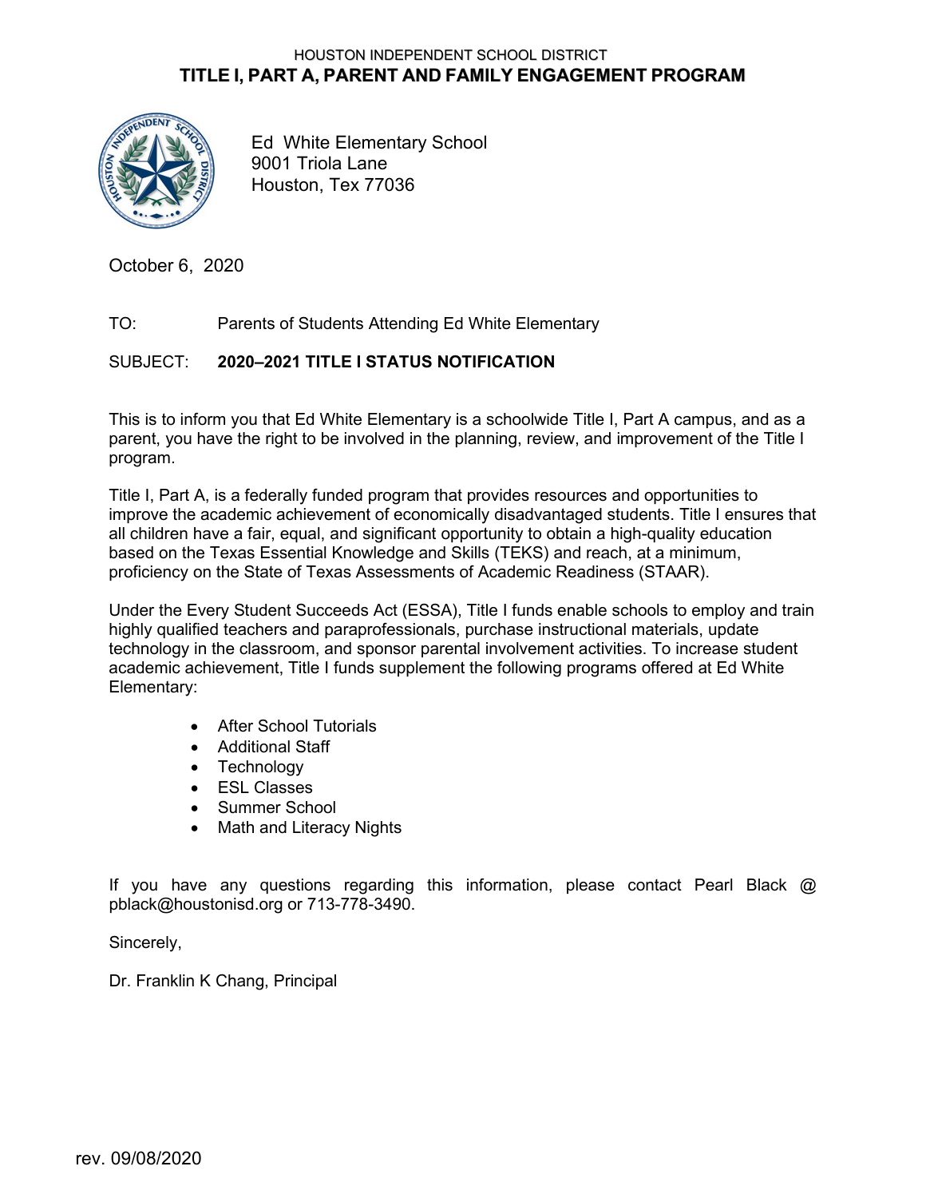HOUSTON INDEPENDENT SCHOOL DISTRICT

# TITLE I, PART A, PARENT AND FAMILY ENGAGEMENT PROGRAM

Ed White Elementary School
9001 Triola Lane
Houston, Tex 77036

October 6, 2020

TO: Parents of Students Attending Ed White Elementary

SUBJECT: **2020–2021 TITLE I STATUS NOTIFICATION**

This is to inform you that Ed White Elementary is a schoolwide Title I, Part A campus, and as a parent, you have the right to be involved in the planning, review, and improvement of the Title I program.

Title I, Part A, is a federally funded program that provides resources and opportunities to improve the academic achievement of economically disadvantaged students. Title I ensures that all children have a fair, equal, and significant opportunity to obtain a high-quality education based on the Texas Essential Knowledge and Skills (TEKS) and reach, at a minimum, proficiency on the State of Texas Assessments of Academic Readiness (STAAR).

Under the Every Student Succeeds Act (ESSA), Title I funds enable schools to employ and train highly qualified teachers and paraprofessionals, purchase instructional materials, update technology in the classroom, and sponsor parental involvement activities. To increase student academic achievement, Title I funds supplement the following programs offered at Ed White Elementary:

- After School Tutorials
- Additional Staff
- Technology
- ESL Classes
- Summer School
- Math and Literacy Nights

If you have any questions regarding this information, please contact Pearl Black @ pblack@houstonisd.org or 713-778-3490.

Sincerely,

Dr. Franklin K Chang, Principal

rev. 09/08/2020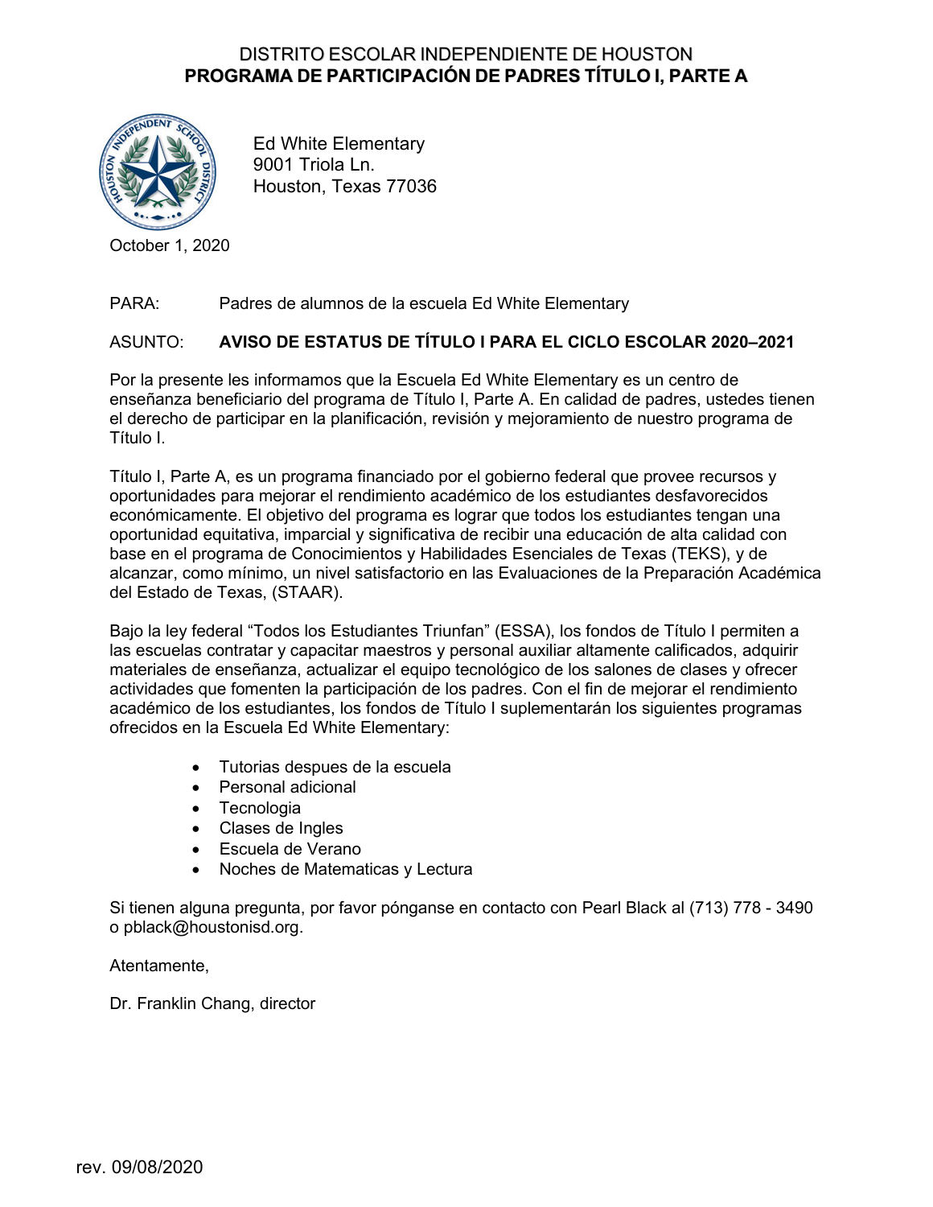DISTRITO ESCOLAR INDEPENDIENTE DE HOUSTON
**PROGRAMA DE PARTICIPACIÓN DE PADRES TÍTULO I, PARTE A**

Ed White Elementary
9001 Triola Ln.
Houston, Texas 77036

October 1, 2020

PARA: Padres de alumnos de la escuela Ed White Elementary

ASUNTO: **AVISO DE ESTATUS DE TÍTULO I PARA EL CICLO ESCOLAR 2020–2021**

Por la presente les informamos que la Escuela Ed White Elementary es un centro de enseñanza beneficiario del programa de Título I, Parte A. En calidad de padres, ustedes tienen el derecho de participar en la planificación, revisión y mejoramiento de nuestro programa de Título I.

Título I, Parte A, es un programa financiado por el gobierno federal que provee recursos y oportunidades para mejorar el rendimiento académico de los estudiantes desfavorecidos económicamente. El objetivo del programa es lograr que todos los estudiantes tengan una oportunidad equitativa, imparcial y significativa de recibir una educación de alta calidad con base en el programa de Conocimientos y Habilidades Esenciales de Texas (TEKS), y de alcanzar, como mínimo, un nivel satisfactorio en las Evaluaciones de la Preparación Académica del Estado de Texas, (STAAR).

Bajo la ley federal "Todos los Estudiantes Triunfan" (ESSA), los fondos de Título I permiten a las escuelas contratar y capacitar maestros y personal auxiliar altamente calificados, adquirir materiales de enseñanza, actualizar el equipo tecnológico de los salones de clases y ofrecer actividades que fomenten la participación de los padres. Con el fin de mejorar el rendimiento académico de los estudiantes, los fondos de Título I suplementarán los siguientes programas ofrecidos en la Escuela Ed White Elementary:

- Tutorias despues de la escuela
- Personal adicional
- Tecnologia
- Clases de Ingles
- Escuela de Verano
- Noches de Matematicas y Lectura

Si tienen alguna pregunta, por favor pónganse en contacto con Pearl Black al (713) 778 - 3490 o pblack@houstonisd.org.

Atentamente,

Dr. Franklin Chang, director

rev. 09/08/2020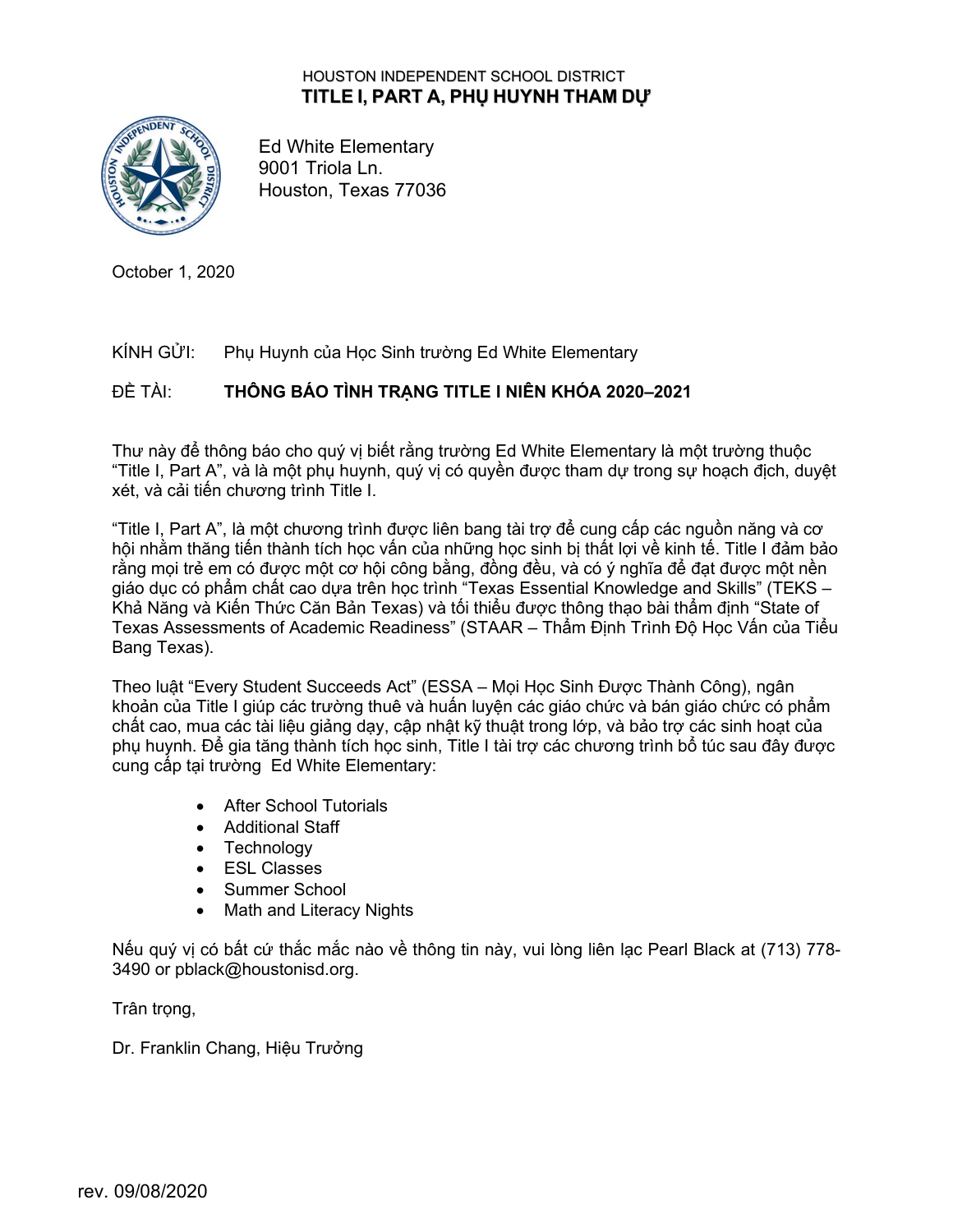HOUSTON INDEPENDENT SCHOOL DISTRICT

# TITLE I, PART A, PHỤ HUYNH THAM DỰ

Ed White Elementary
9001 Triola Ln.
Houston, Texas 77036

October 1, 2020

KÍNH GỬI: Phụ Huynh của Học Sinh trường Ed White Elementary

ĐỀ TÀI: **THÔNG BÁO TÌNH TRẠNG TITLE I NIÊN KHÓA 2020–2021**

Thư này để thông báo cho quý vị biết rằng trường Ed White Elementary là một trường thuộc "Title I, Part A", và là một phụ huynh, quý vị có quyền được tham dự trong sự hoạch định, duyệt xét, và cải tiến chương trình Title I.

"Title I, Part A", là một chương trình được liên bang tài trợ để cung cấp các nguồn năng và cơ hội nhằm thăng tiến thành tích học vấn của những học sinh bị thất lợi về kinh tế. Title I đảm bảo rằng mọi trẻ em có được một cơ hội công bằng, đồng đều, và có ý nghĩa để đạt được một nền giáo dục có phẩm chất cao dựa trên học trình "Texas Essential Knowledge and Skills" (TEKS – Khả Năng và Kiến Thức Căn Bản Texas) và tối thiểu được thông thạo bài thẩm định "State of Texas Assessments of Academic Readiness" (STAAR – Thẩm Định Trình Độ Học Vấn của Tiểu Bang Texas).

Theo luật "Every Student Succeeds Act" (ESSA – Mọi Học Sinh Được Thành Công), ngân khoản của Title I giúp các trường thuê và huấn luyện các giáo chức và bán giáo chức có phẩm chất cao, mua các tài liệu giảng dạy, cập nhật kỹ thuật trong lớp, và bảo trợ các sinh hoạt của phụ huynh. Để gia tăng thành tích học sinh, Title I tài trợ các chương trình bổ túc sau đây được cung cấp tại trường Ed White Elementary:

- After School Tutorials
- Additional Staff
- Technology
- ESL Classes
- Summer School
- Math and Literacy Nights

Nếu quý vị có bất cứ thắc mắc nào về thông tin này, vui lòng liên lạc Pearl Black at (713) 778-3490 or pblack@houstonisd.org.

Trân trọng,

Dr. Franklin Chang, Hiệu Trưởng

rev. 09/08/2020